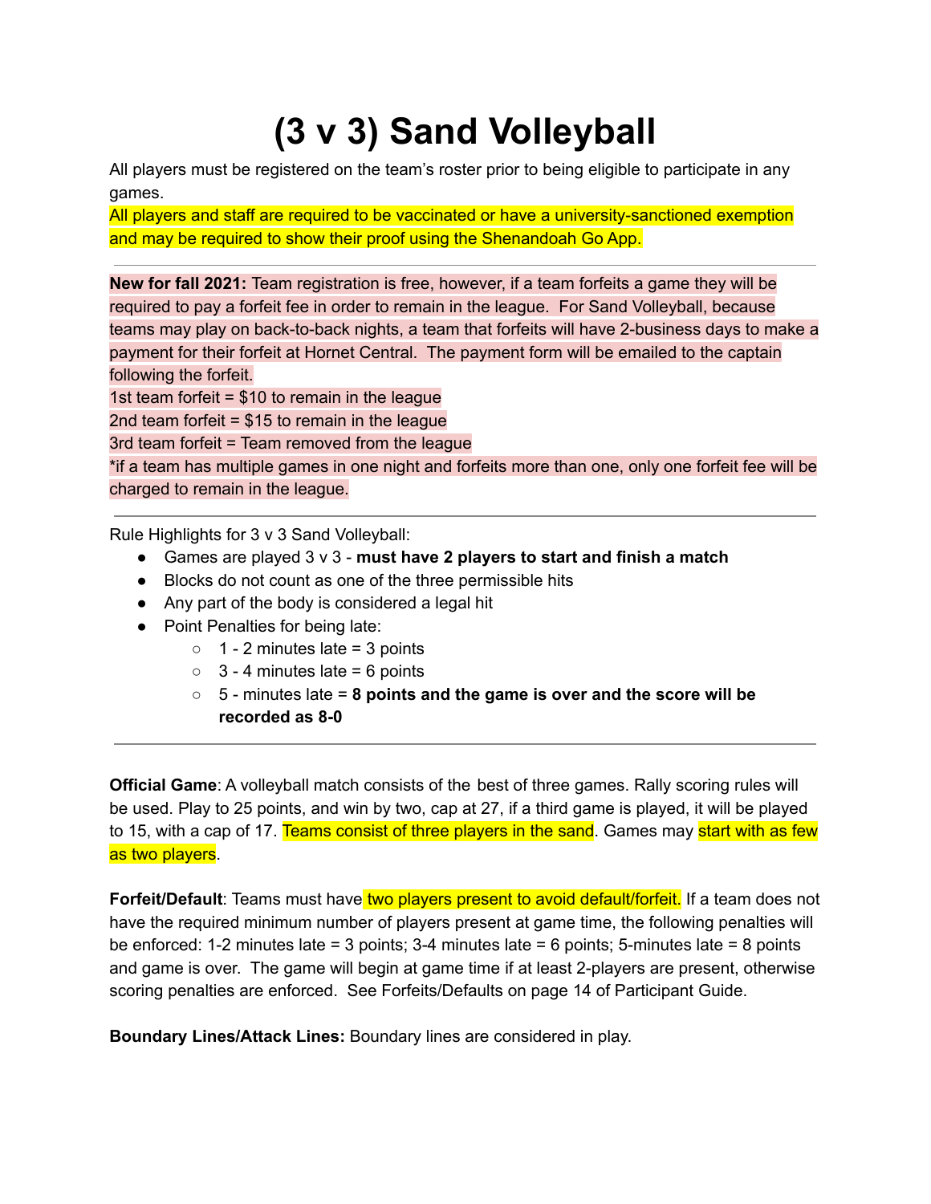# (3 v 3) Sand Volleyball

All players must be registered on the team's roster prior to being eligible to participate in any games.

All players and staff are required to be vaccinated or have a university-sanctioned exemption and may be required to show their proof using the Shenandoah Go App.

---

**New for fall 2021:** Team registration is free, however, if a team forfeits a game they will be required to pay a forfeit fee in order to remain in the league. For Sand Volleyball, because teams may play on back-to-back nights, a team that forfeits will have 2-business days to make a payment for their forfeit at Hornet Central. The payment form will be emailed to the captain following the forfeit.

1st team forfeit = $10 to remain in the league

2nd team forfeit = $15 to remain in the league

3rd team forfeit = Team removed from the league

*if a team has multiple games in one night and forfeits more than one, only one forfeit fee will be charged to remain in the league.

---

Rule Highlights for 3 v 3 Sand Volleyball:

- Games are played 3 v 3 - **must have 2 players to start and finish a match**
- Blocks do not count as one of the three permissible hits
- Any part of the body is considered a legal hit
- Point Penalties for being late:
    - 1 - 2 minutes late = 3 points
    - 3 - 4 minutes late = 6 points
    - 5 - minutes late = **8 points and the game is over and the score will be recorded as 8-0**

---

**Official Game**: A volleyball match consists of the best of three games. Rally scoring rules will be used. Play to 25 points, and win by two, cap at 27, if a third game is played, it will be played to 15, with a cap of 17. Teams consist of three players in the sand. Games may start with as few as two players.

**Forfeit/Default**: Teams must have two players present to avoid default/forfeit. If a team does not have the required minimum number of players present at game time, the following penalties will be enforced: 1-2 minutes late = 3 points; 3-4 minutes late = 6 points; 5-minutes late = 8 points and game is over. The game will begin at game time if at least 2-players are present, otherwise scoring penalties are enforced. See Forfeits/Defaults on page 14 of Participant Guide.

**Boundary Lines/Attack Lines:** Boundary lines are considered in play.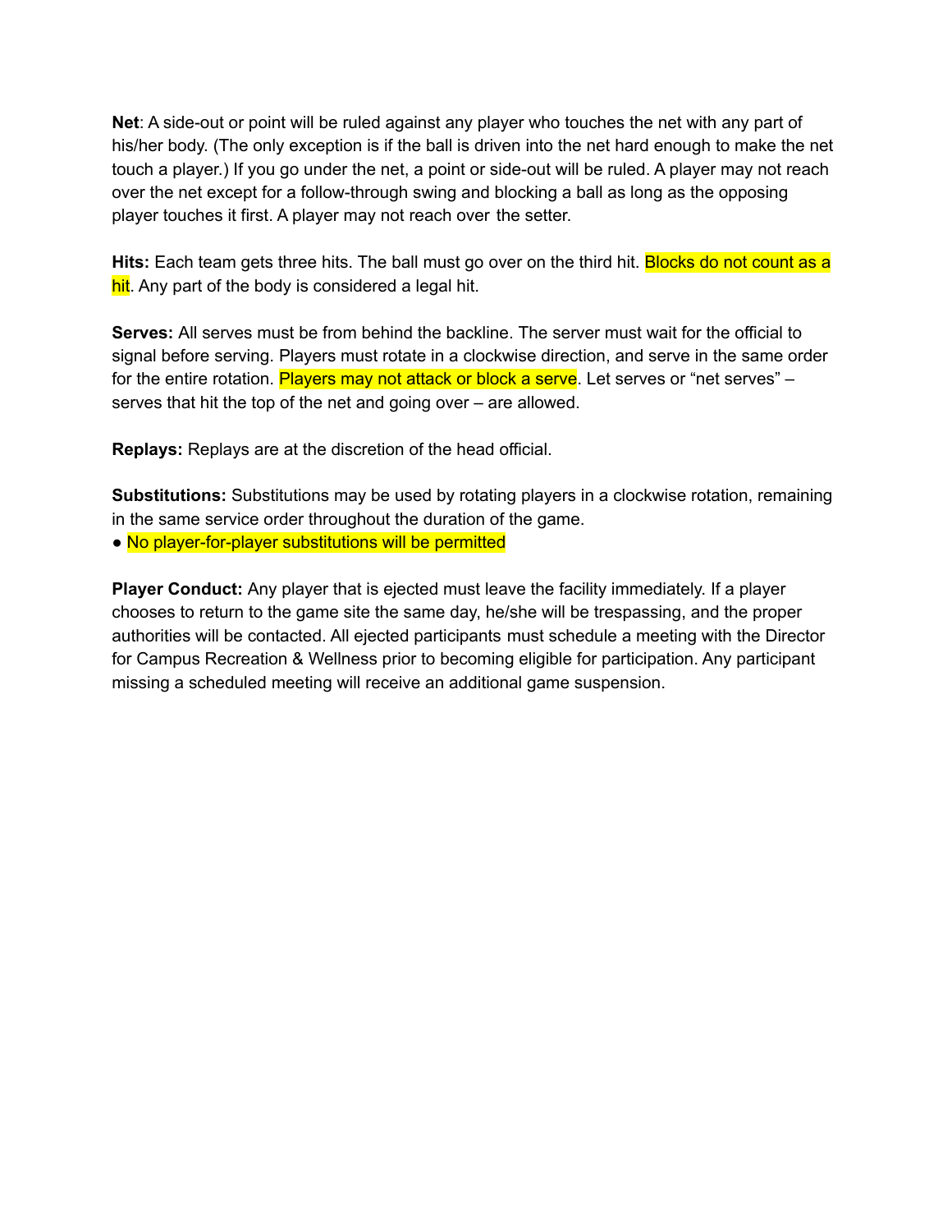**Net**: A side-out or point will be ruled against any player who touches the net with any part of his/her body. (The only exception is if the ball is driven into the net hard enough to make the net touch a player.) If you go under the net, a point or side-out will be ruled. A player may not reach over the net except for a follow-through swing and blocking a ball as long as the opposing player touches it first. A player may not reach over the setter.

**Hits:** Each team gets three hits. The ball must go over on the third hit. Blocks do not count as a hit. Any part of the body is considered a legal hit.

**Serves:** All serves must be from behind the backline. The server must wait for the official to signal before serving. Players must rotate in a clockwise direction, and serve in the same order for the entire rotation. Players may not attack or block a serve. Let serves or "net serves" – serves that hit the top of the net and going over – are allowed.

**Replays:** Replays are at the discretion of the head official.

**Substitutions:** Substitutions may be used by rotating players in a clockwise rotation, remaining in the same service order throughout the duration of the game.

- No player-for-player substitutions will be permitted

**Player Conduct:** Any player that is ejected must leave the facility immediately. If a player chooses to return to the game site the same day, he/she will be trespassing, and the proper authorities will be contacted. All ejected participants must schedule a meeting with the Director for Campus Recreation & Wellness prior to becoming eligible for participation. Any participant missing a scheduled meeting will receive an additional game suspension.